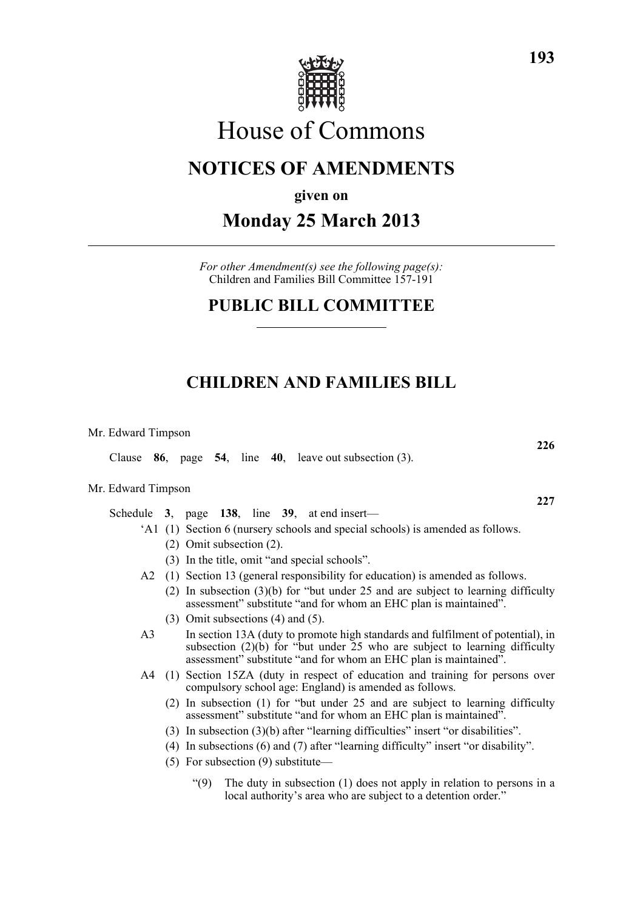# House of Commons

## NOTICES OF AMENDMENTS

**given on**

## Monday 25 March 2013

*For other Amendment(s) see the following page(s):*
Children and Families Bill Committee 157-191

## PUBLIC BILL COMMITTEE

## CHILDREN AND FAMILIES BILL

Mr. Edward Timpson

**226**

Clause **86**, page **54**, line **40**, leave out subsection (3).

Mr. Edward Timpson

**227**

Schedule **3**, page **138**, line **39**, at end insert—

'A1 (1) Section 6 (nursery schools and special schools) is amended as follows.

(2) Omit subsection (2).

(3) In the title, omit "and special schools".

A2 (1) Section 13 (general responsibility for education) is amended as follows.

(2) In subsection (3)(b) for "but under 25 and are subject to learning difficulty assessment" substitute "and for whom an EHC plan is maintained".

(3) Omit subsections (4) and (5).

A3 In section 13A (duty to promote high standards and fulfilment of potential), in subsection (2)(b) for "but under 25 who are subject to learning difficulty assessment" substitute "and for whom an EHC plan is maintained".

A4 (1) Section 15ZA (duty in respect of education and training for persons over compulsory school age: England) is amended as follows.

(2) In subsection (1) for "but under 25 and are subject to learning difficulty assessment" substitute "and for whom an EHC plan is maintained".

(3) In subsection (3)(b) after "learning difficulties" insert "or disabilities".

(4) In subsections (6) and (7) after "learning difficulty" insert "or disability".

(5) For subsection (9) substitute—

"(9) The duty in subsection (1) does not apply in relation to persons in a local authority's area who are subject to a detention order."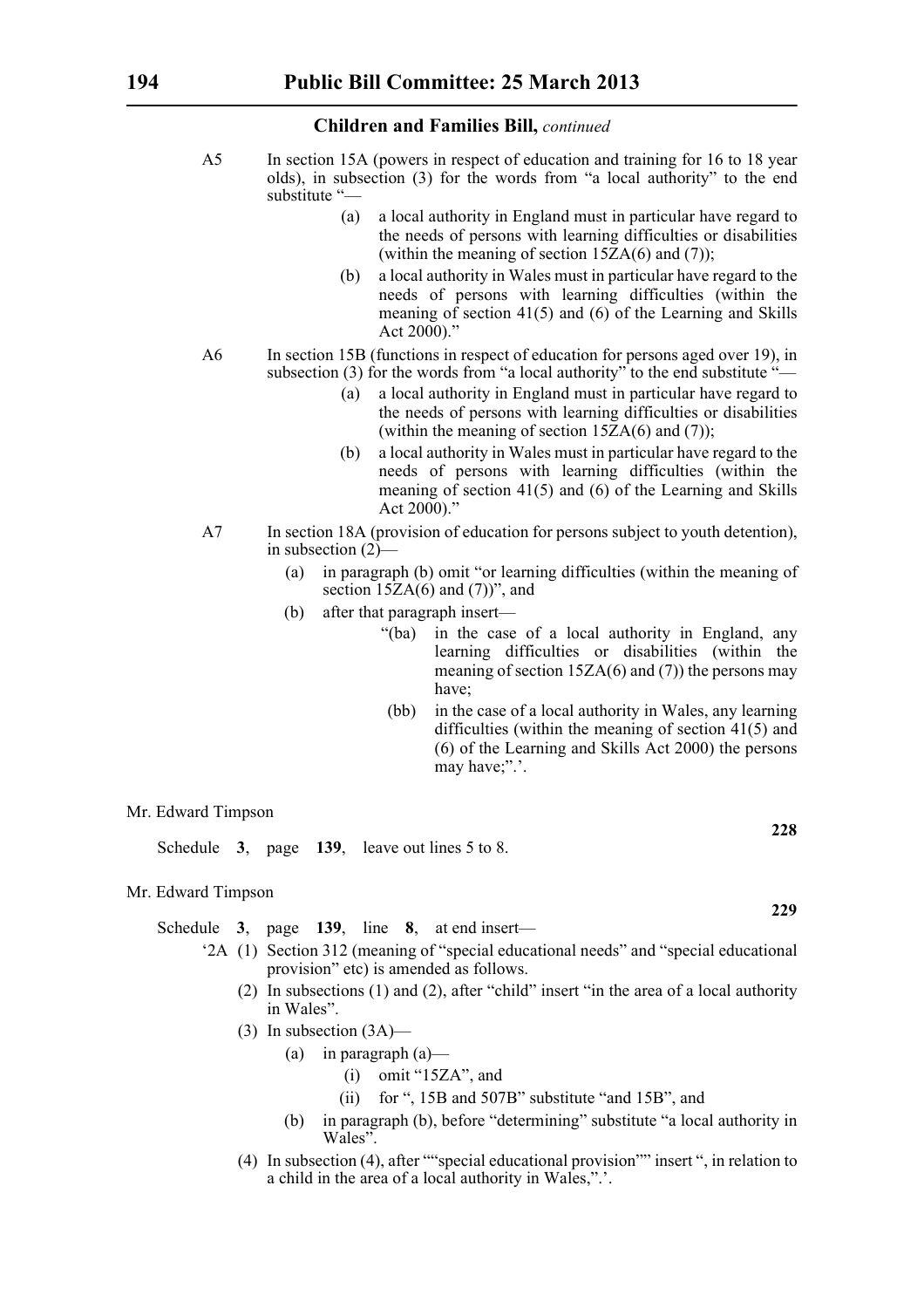**Children and Families Bill,** *continued*

A5 In section 15A (powers in respect of education and training for 16 to 18 year olds), in subsection (3) for the words from "a local authority" to the end substitute "—

(a) a local authority in England must in particular have regard to the needs of persons with learning difficulties or disabilities (within the meaning of section 15ZA(6) and (7));

(b) a local authority in Wales must in particular have regard to the needs of persons with learning difficulties (within the meaning of section 41(5) and (6) of the Learning and Skills Act 2000)."

A6 In section 15B (functions in respect of education for persons aged over 19), in subsection (3) for the words from "a local authority" to the end substitute "—

(a) a local authority in England must in particular have regard to the needs of persons with learning difficulties or disabilities (within the meaning of section 15ZA(6) and (7));

(b) a local authority in Wales must in particular have regard to the needs of persons with learning difficulties (within the meaning of section 41(5) and (6) of the Learning and Skills Act 2000)."

A7 In section 18A (provision of education for persons subject to youth detention), in subsection (2)—

(a) in paragraph (b) omit "or learning difficulties (within the meaning of section 15ZA(6) and (7))", and

(b) after that paragraph insert—

"(ba) in the case of a local authority in England, any learning difficulties or disabilities (within the meaning of section 15ZA(6) and (7)) the persons may have;

(bb) in the case of a local authority in Wales, any learning difficulties (within the meaning of section 41(5) and (6) of the Learning and Skills Act 2000) the persons may have;".'.

Mr. Edward Timpson

**228**

Schedule **3**, page **139**, leave out lines 5 to 8.

Mr. Edward Timpson

**229**

Schedule **3**, page **139**, line **8**, at end insert—

'2A (1) Section 312 (meaning of "special educational needs" and "special educational provision" etc) is amended as follows.

(2) In subsections (1) and (2), after "child" insert "in the area of a local authority in Wales".

(3) In subsection (3A)—

(a) in paragraph (a)—

(i) omit "15ZA", and

(ii) for ", 15B and 507B" substitute "and 15B", and

(b) in paragraph (b), before "determining" substitute "a local authority in Wales".

(4) In subsection (4), after ""special educational provision"" insert ", in relation to a child in the area of a local authority in Wales,".'.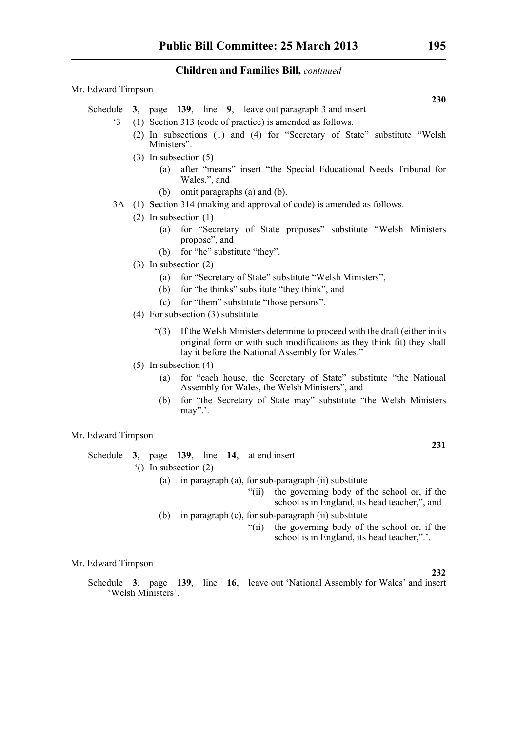## Children and Families Bill, *continued*

Mr. Edward Timpson

**230**

Schedule **3**, page **139**, line **9**, leave out paragraph 3 and insert—

‘3 (1) Section 313 (code of practice) is amended as follows.

(2) In subsections (1) and (4) for “Secretary of State” substitute “Welsh Ministers”.

(3) In subsection (5)—

(a) after “means” insert “the Special Educational Needs Tribunal for Wales.”, and

(b) omit paragraphs (a) and (b).

3A (1) Section 314 (making and approval of code) is amended as follows.

(2) In subsection (1)—

(a) for “Secretary of State proposes” substitute “Welsh Ministers propose”, and

(b) for “he” substitute “they”.

(3) In subsection (2)—

(a) for “Secretary of State” substitute “Welsh Ministers”,

(b) for “he thinks” substitute “they think”, and

(c) for “them” substitute “those persons”.

(4) For subsection (3) substitute—

“(3) If the Welsh Ministers determine to proceed with the draft (either in its original form or with such modifications as they think fit) they shall lay it before the National Assembly for Wales.”

(5) In subsection (4)—

(a) for “each house, the Secretary of State” substitute “the National Assembly for Wales, the Welsh Ministers”, and

(b) for “the Secretary of State may” substitute “the Welsh Ministers may”.’.

Mr. Edward Timpson

**231**

Schedule **3**, page **139**, line **14**, at end insert—

‘() In subsection (2) —

(a) in paragraph (a), for sub-paragraph (ii) substitute—

“(ii) the governing body of the school or, if the school is in England, its head teacher,”, and

(b) in paragraph (c), for sub-paragraph (ii) substitute—

“(ii) the governing body of the school or, if the school is in England, its head teacher,”.’.

Mr. Edward Timpson

**232**

Schedule **3**, page **139**, line **16**, leave out ‘National Assembly for Wales’ and insert ‘Welsh Ministers’.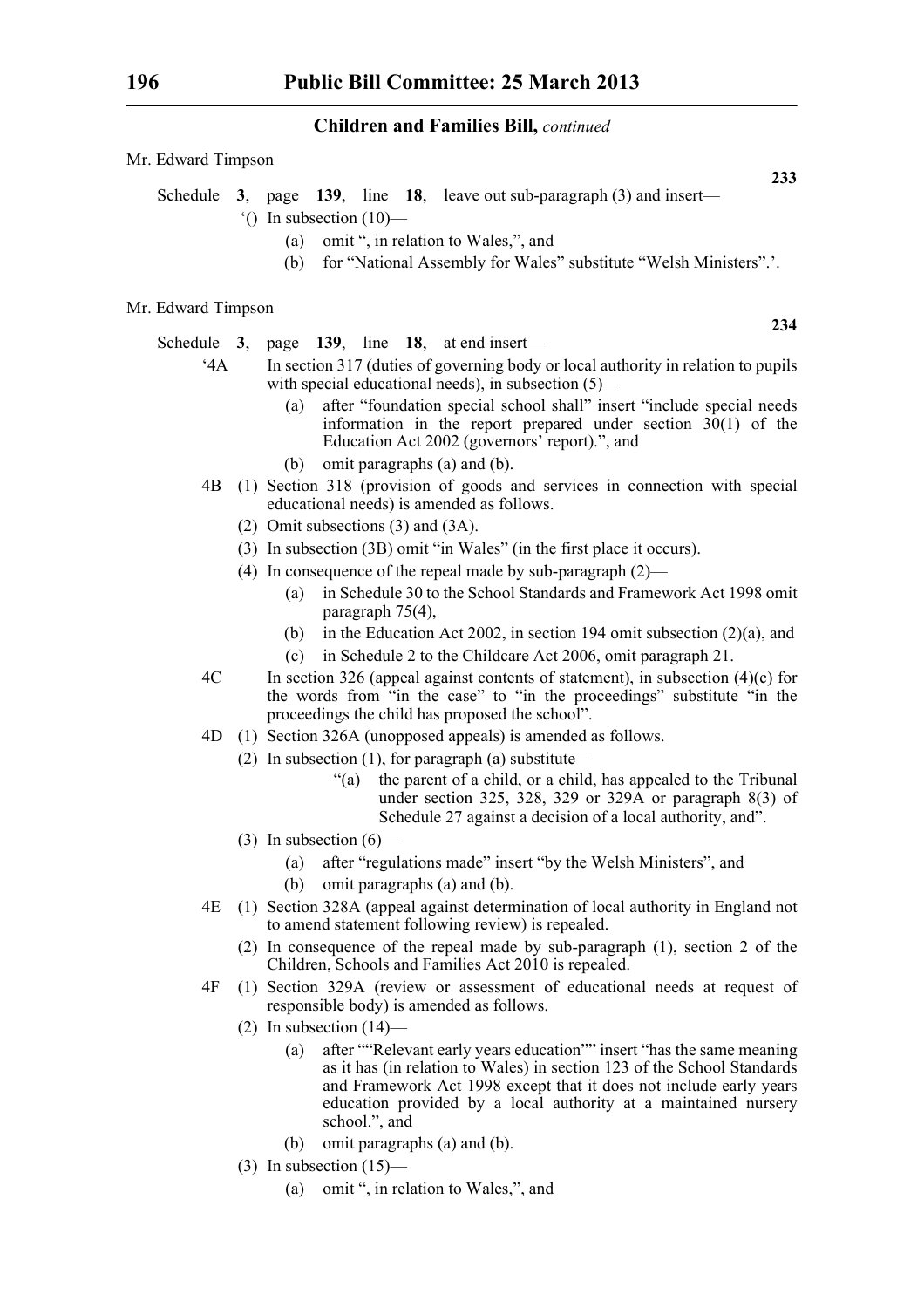**Children and Families Bill,** *continued*

Mr. Edward Timpson

**233**

Schedule **3**, page **139**, line **18**, leave out sub-paragraph (3) and insert—

'() In subsection (10)—

(a) omit ", in relation to Wales,", and

(b) for "National Assembly for Wales" substitute "Welsh Ministers".'.

Mr. Edward Timpson

**234**

Schedule **3**, page **139**, line **18**, at end insert—

'4A In section 317 (duties of governing body or local authority in relation to pupils with special educational needs), in subsection (5)—

(a) after "foundation special school shall" insert "include special needs information in the report prepared under section 30(1) of the Education Act 2002 (governors' report).", and

(b) omit paragraphs (a) and (b).

4B (1) Section 318 (provision of goods and services in connection with special educational needs) is amended as follows.

(2) Omit subsections (3) and (3A).

(3) In subsection (3B) omit "in Wales" (in the first place it occurs).

(4) In consequence of the repeal made by sub-paragraph (2)—

(a) in Schedule 30 to the School Standards and Framework Act 1998 omit paragraph 75(4),

(b) in the Education Act 2002, in section 194 omit subsection (2)(a), and

(c) in Schedule 2 to the Childcare Act 2006, omit paragraph 21.

4C In section 326 (appeal against contents of statement), in subsection (4)(c) for the words from "in the case" to "in the proceedings" substitute "in the proceedings the child has proposed the school".

4D (1) Section 326A (unopposed appeals) is amended as follows.

(2) In subsection (1), for paragraph (a) substitute—

"(a) the parent of a child, or a child, has appealed to the Tribunal under section 325, 328, 329 or 329A or paragraph 8(3) of Schedule 27 against a decision of a local authority, and".

(3) In subsection (6)—

(a) after "regulations made" insert "by the Welsh Ministers", and

(b) omit paragraphs (a) and (b).

4E (1) Section 328A (appeal against determination of local authority in England not to amend statement following review) is repealed.

(2) In consequence of the repeal made by sub-paragraph (1), section 2 of the Children, Schools and Families Act 2010 is repealed.

4F (1) Section 329A (review or assessment of educational needs at request of responsible body) is amended as follows.

(2) In subsection (14)—

(a) after ""Relevant early years education"" insert "has the same meaning as it has (in relation to Wales) in section 123 of the School Standards and Framework Act 1998 except that it does not include early years education provided by a local authority at a maintained nursery school.", and

(b) omit paragraphs (a) and (b).

(3) In subsection (15)—

(a) omit ", in relation to Wales,", and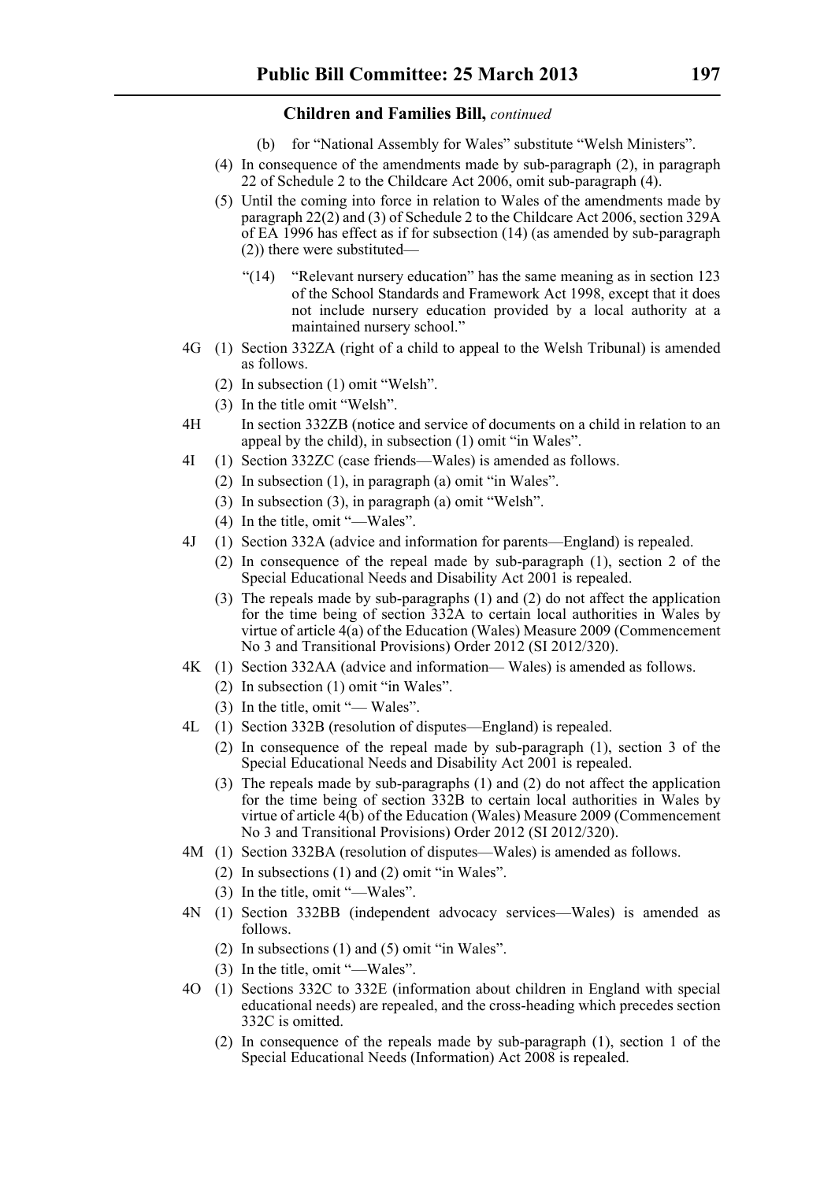(b) for "National Assembly for Wales" substitute "Welsh Ministers".

(4) In consequence of the amendments made by sub-paragraph (2), in paragraph 22 of Schedule 2 to the Childcare Act 2006, omit sub-paragraph (4).

(5) Until the coming into force in relation to Wales of the amendments made by paragraph 22(2) and (3) of Schedule 2 to the Childcare Act 2006, section 329A of EA 1996 has effect as if for subsection (14) (as amended by sub-paragraph (2)) there were substituted—

> "(14) "Relevant nursery education" has the same meaning as in section 123 of the School Standards and Framework Act 1998, except that it does not include nursery education provided by a local authority at a maintained nursery school."

4G (1) Section 332ZA (right of a child to appeal to the Welsh Tribunal) is amended as follows.

(2) In subsection (1) omit "Welsh".

(3) In the title omit "Welsh".

4H In section 332ZB (notice and service of documents on a child in relation to an appeal by the child), in subsection (1) omit "in Wales".

4I (1) Section 332ZC (case friends—Wales) is amended as follows.

(2) In subsection (1), in paragraph (a) omit "in Wales".

(3) In subsection (3), in paragraph (a) omit "Welsh".

(4) In the title, omit "—Wales".

4J (1) Section 332A (advice and information for parents—England) is repealed.

(2) In consequence of the repeal made by sub-paragraph (1), section 2 of the Special Educational Needs and Disability Act 2001 is repealed.

(3) The repeals made by sub-paragraphs (1) and (2) do not affect the application for the time being of section 332A to certain local authorities in Wales by virtue of article 4(a) of the Education (Wales) Measure 2009 (Commencement No 3 and Transitional Provisions) Order 2012 (SI 2012/320).

4K (1) Section 332AA (advice and information— Wales) is amended as follows.

(2) In subsection (1) omit "in Wales".

(3) In the title, omit "— Wales".

4L (1) Section 332B (resolution of disputes—England) is repealed.

(2) In consequence of the repeal made by sub-paragraph (1), section 3 of the Special Educational Needs and Disability Act 2001 is repealed.

(3) The repeals made by sub-paragraphs (1) and (2) do not affect the application for the time being of section 332B to certain local authorities in Wales by virtue of article 4(b) of the Education (Wales) Measure 2009 (Commencement No 3 and Transitional Provisions) Order 2012 (SI 2012/320).

4M (1) Section 332BA (resolution of disputes—Wales) is amended as follows.

(2) In subsections (1) and (2) omit "in Wales".

(3) In the title, omit "—Wales".

4N (1) Section 332BB (independent advocacy services—Wales) is amended as follows.

(2) In subsections (1) and (5) omit "in Wales".

(3) In the title, omit "—Wales".

4O (1) Sections 332C to 332E (information about children in England with special educational needs) are repealed, and the cross-heading which precedes section 332C is omitted.

(2) In consequence of the repeals made by sub-paragraph (1), section 1 of the Special Educational Needs (Information) Act 2008 is repealed.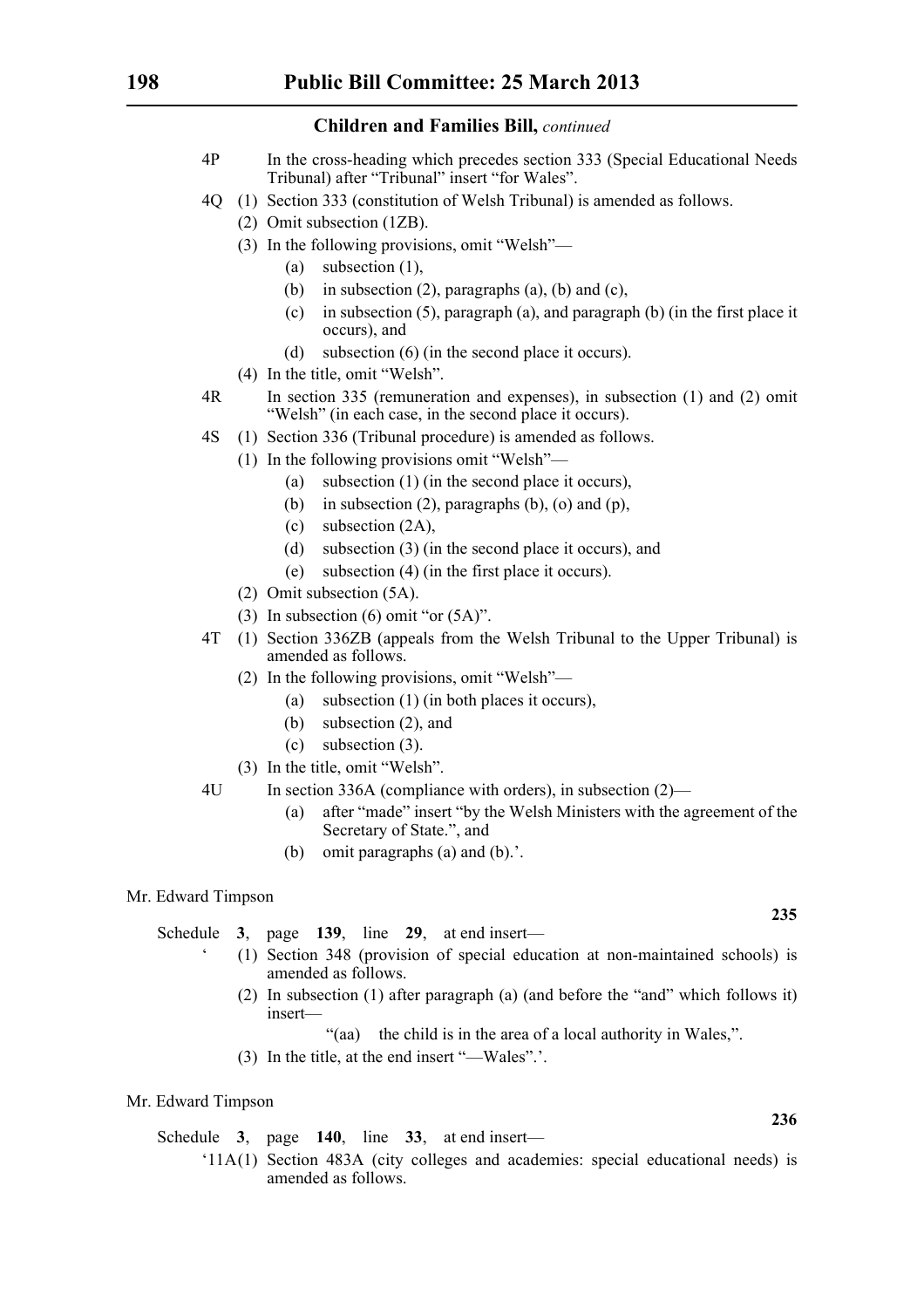**Children and Families Bill,** *continued*

4P In the cross-heading which precedes section 333 (Special Educational Needs Tribunal) after "Tribunal" insert "for Wales".

4Q (1) Section 333 (constitution of Welsh Tribunal) is amended as follows.

(2) Omit subsection (1ZB).

(3) In the following provisions, omit "Welsh"—

(a) subsection (1),

(b) in subsection (2), paragraphs (a), (b) and (c),

(c) in subsection (5), paragraph (a), and paragraph (b) (in the first place it occurs), and

(d) subsection (6) (in the second place it occurs).

(4) In the title, omit "Welsh".

4R In section 335 (remuneration and expenses), in subsection (1) and (2) omit "Welsh" (in each case, in the second place it occurs).

4S (1) Section 336 (Tribunal procedure) is amended as follows.

(1) In the following provisions omit "Welsh"—

(a) subsection (1) (in the second place it occurs),

(b) in subsection (2), paragraphs (b), (o) and (p),

(c) subsection (2A),

(d) subsection (3) (in the second place it occurs), and

(e) subsection (4) (in the first place it occurs).

(2) Omit subsection (5A).

(3) In subsection (6) omit "or (5A)".

4T (1) Section 336ZB (appeals from the Welsh Tribunal to the Upper Tribunal) is amended as follows.

(2) In the following provisions, omit "Welsh"—

(a) subsection (1) (in both places it occurs),

(b) subsection (2), and

(c) subsection (3).

(3) In the title, omit "Welsh".

4U In section 336A (compliance with orders), in subsection (2)—

(a) after "made" insert "by the Welsh Ministers with the agreement of the Secretary of State.", and

(b) omit paragraphs (a) and (b).'.

Mr. Edward Timpson

**235**

Schedule **3**, page **139**, line **29**, at end insert—

' (1) Section 348 (provision of special education at non-maintained schools) is amended as follows.

(2) In subsection (1) after paragraph (a) (and before the "and" which follows it) insert—

"(aa) the child is in the area of a local authority in Wales,".

(3) In the title, at the end insert "—Wales".'.

Mr. Edward Timpson

**236**

Schedule **3**, page **140**, line **33**, at end insert—

'11A(1) Section 483A (city colleges and academies: special educational needs) is amended as follows.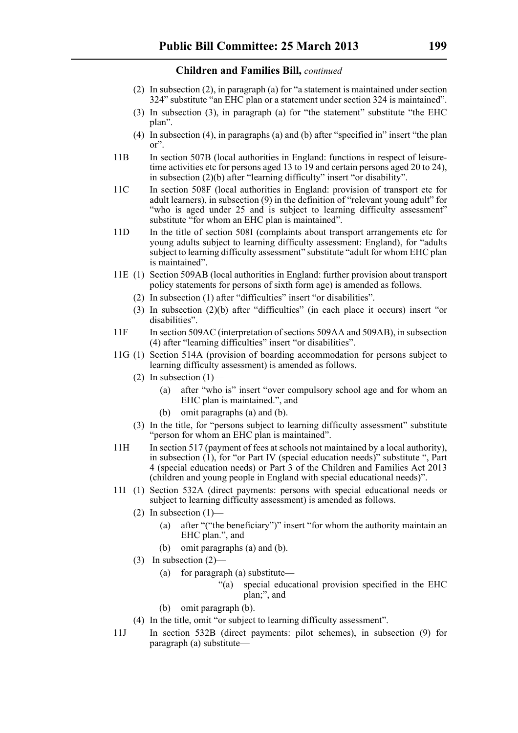(2) In subsection (2), in paragraph (a) for "a statement is maintained under section 324" substitute "an EHC plan or a statement under section 324 is maintained".

(3) In subsection (3), in paragraph (a) for "the statement" substitute "the EHC plan".

(4) In subsection (4), in paragraphs (a) and (b) after "specified in" insert "the plan or".

11B In section 507B (local authorities in England: functions in respect of leisure-time activities etc for persons aged 13 to 19 and certain persons aged 20 to 24), in subsection (2)(b) after "learning difficulty" insert "or disability".

11C In section 508F (local authorities in England: provision of transport etc for adult learners), in subsection (9) in the definition of "relevant young adult" for "who is aged under 25 and is subject to learning difficulty assessment" substitute "for whom an EHC plan is maintained".

11D In the title of section 508I (complaints about transport arrangements etc for young adults subject to learning difficulty assessment: England), for "adults subject to learning difficulty assessment" substitute "adult for whom EHC plan is maintained".

11E (1) Section 509AB (local authorities in England: further provision about transport policy statements for persons of sixth form age) is amended as follows.

(2) In subsection (1) after "difficulties" insert "or disabilities".

(3) In subsection (2)(b) after "difficulties" (in each place it occurs) insert "or disabilities".

11F In section 509AC (interpretation of sections 509AA and 509AB), in subsection (4) after "learning difficulties" insert "or disabilities".

11G (1) Section 514A (provision of boarding accommodation for persons subject to learning difficulty assessment) is amended as follows.

(2) In subsection (1)—

(a) after "who is" insert "over compulsory school age and for whom an EHC plan is maintained.", and

(b) omit paragraphs (a) and (b).

(3) In the title, for "persons subject to learning difficulty assessment" substitute "person for whom an EHC plan is maintained".

11H In section 517 (payment of fees at schools not maintained by a local authority), in subsection (1), for "or Part IV (special education needs)" substitute ", Part 4 (special education needs) or Part 3 of the Children and Families Act 2013 (children and young people in England with special educational needs)".

11I (1) Section 532A (direct payments: persons with special educational needs or subject to learning difficulty assessment) is amended as follows.

(2) In subsection (1)—

(a) after "("the beneficiary")" insert "for whom the authority maintain an EHC plan.", and

(b) omit paragraphs (a) and (b).

(3) In subsection (2)—

(a) for paragraph (a) substitute—

"(a) special educational provision specified in the EHC plan;", and

(b) omit paragraph (b).

(4) In the title, omit "or subject to learning difficulty assessment".

11J In section 532B (direct payments: pilot schemes), in subsection (9) for paragraph (a) substitute—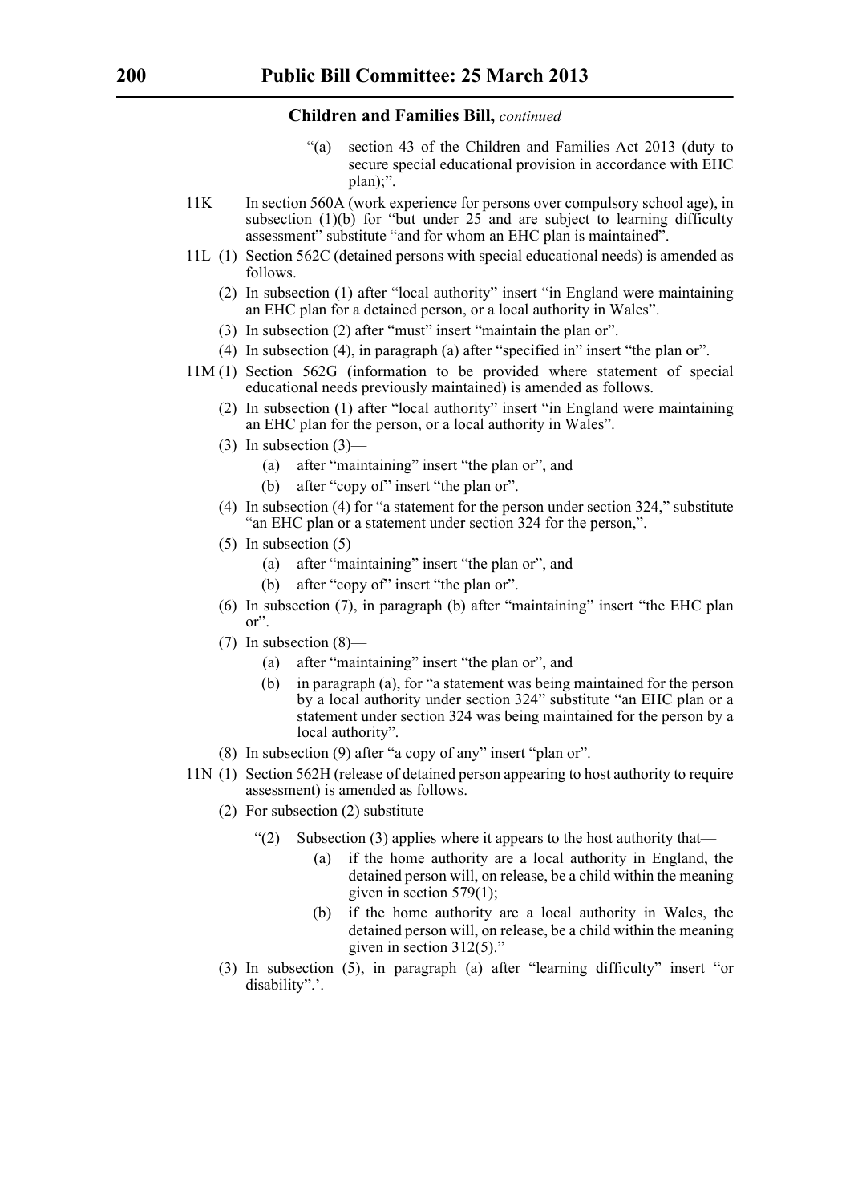**Children and Families Bill,** *continued*

"(a) section 43 of the Children and Families Act 2013 (duty to secure special educational provision in accordance with EHC plan);".

11K In section 560A (work experience for persons over compulsory school age), in subsection (1)(b) for "but under 25 and are subject to learning difficulty assessment" substitute "and for whom an EHC plan is maintained".

11L (1) Section 562C (detained persons with special educational needs) is amended as follows.

(2) In subsection (1) after "local authority" insert "in England were maintaining an EHC plan for a detained person, or a local authority in Wales".

(3) In subsection (2) after "must" insert "maintain the plan or".

(4) In subsection (4), in paragraph (a) after "specified in" insert "the plan or".

11M (1) Section 562G (information to be provided where statement of special educational needs previously maintained) is amended as follows.

(2) In subsection (1) after "local authority" insert "in England were maintaining an EHC plan for the person, or a local authority in Wales".

(3) In subsection (3)—

(a) after "maintaining" insert "the plan or", and

(b) after "copy of" insert "the plan or".

(4) In subsection (4) for "a statement for the person under section 324," substitute "an EHC plan or a statement under section 324 for the person,".

(5) In subsection (5)—

(a) after "maintaining" insert "the plan or", and

(b) after "copy of" insert "the plan or".

(6) In subsection (7), in paragraph (b) after "maintaining" insert "the EHC plan or".

(7) In subsection (8)—

(a) after "maintaining" insert "the plan or", and

(b) in paragraph (a), for "a statement was being maintained for the person by a local authority under section 324" substitute "an EHC plan or a statement under section 324 was being maintained for the person by a local authority".

(8) In subsection (9) after "a copy of any" insert "plan or".

11N (1) Section 562H (release of detained person appearing to host authority to require assessment) is amended as follows.

(2) For subsection (2) substitute—

"(2) Subsection (3) applies where it appears to the host authority that—

(a) if the home authority are a local authority in England, the detained person will, on release, be a child within the meaning given in section 579(1);

(b) if the home authority are a local authority in Wales, the detained person will, on release, be a child within the meaning given in section 312(5)."

(3) In subsection (5), in paragraph (a) after "learning difficulty" insert "or disability".'.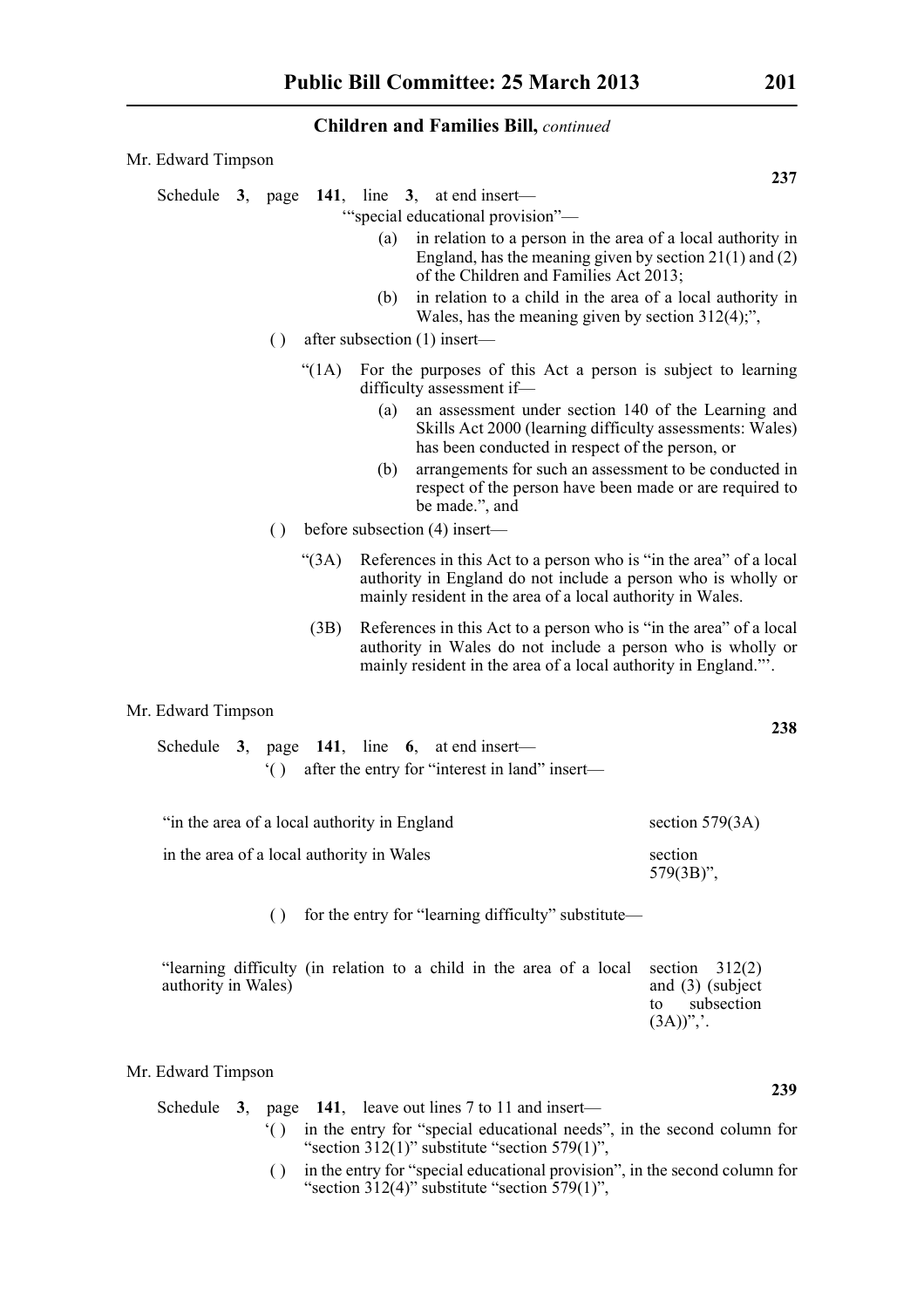**Children and Families Bill,** *continued*

Mr. Edward Timpson

**237**

Schedule **3**, page **141**, line **3**, at end insert—

'"special educational provision"—

(a) in relation to a person in the area of a local authority in England, has the meaning given by section 21(1) and (2) of the Children and Families Act 2013;

(b) in relation to a child in the area of a local authority in Wales, has the meaning given by section 312(4);",

( ) after subsection (1) insert—

"(1A) For the purposes of this Act a person is subject to learning difficulty assessment if—

(a) an assessment under section 140 of the Learning and Skills Act 2000 (learning difficulty assessments: Wales) has been conducted in respect of the person, or

(b) arrangements for such an assessment to be conducted in respect of the person have been made or are required to be made.", and

( ) before subsection (4) insert—

"(3A) References in this Act to a person who is "in the area" of a local authority in England do not include a person who is wholly or mainly resident in the area of a local authority in Wales.

(3B) References in this Act to a person who is "in the area" of a local authority in Wales do not include a person who is wholly or mainly resident in the area of a local authority in England."'.

Mr. Edward Timpson

**238**

Schedule **3**, page **141**, line **6**, at end insert—

'( ) after the entry for "interest in land" insert—

| | |
|---|---|
| "in the area of a local authority in England | section 579(3A) |
| in the area of a local authority in Wales | section 579(3B)", |

( ) for the entry for "learning difficulty" substitute—

| | |
|---|---|
| "learning difficulty (in relation to a child in the area of a local authority in Wales) | section 312(2) and (3) (subject to subsection (3A))",'. |

Mr. Edward Timpson

**239**

Schedule **3**, page **141**, leave out lines 7 to 11 and insert—

'( ) in the entry for "special educational needs", in the second column for "section 312(1)" substitute "section 579(1)",

( ) in the entry for "special educational provision", in the second column for "section 312(4)" substitute "section 579(1)",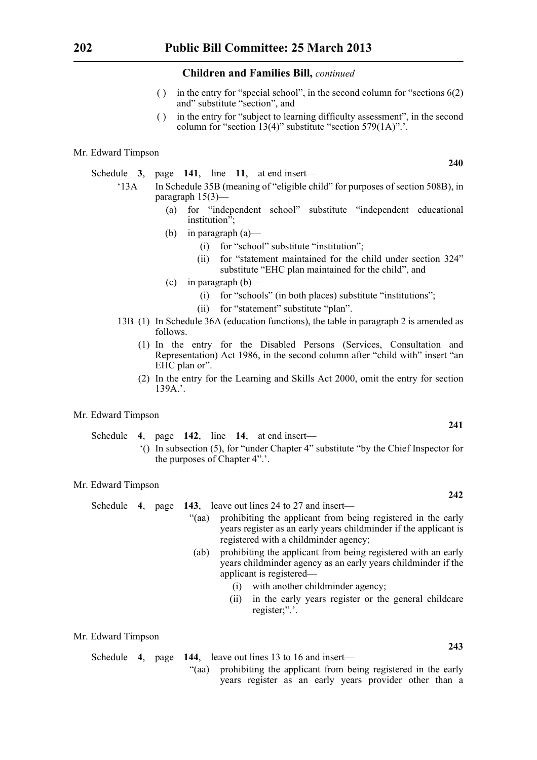**Children and Families Bill,** *continued*

( ) in the entry for "special school", in the second column for "sections 6(2) and" substitute "section", and

( ) in the entry for "subject to learning difficulty assessment", in the second column for "section 13(4)" substitute "section 579(1A)".'.

Mr. Edward Timpson

**240**

Schedule **3**, page **141**, line **11**, at end insert—

'13A In Schedule 35B (meaning of "eligible child" for purposes of section 508B), in paragraph 15(3)—

(a) for "independent school" substitute "independent educational institution";

(b) in paragraph (a)—

(i) for "school" substitute "institution";

(ii) for "statement maintained for the child under section 324" substitute "EHC plan maintained for the child", and

(c) in paragraph (b)—

(i) for "schools" (in both places) substitute "institutions";

(ii) for "statement" substitute "plan".

13B (1) In Schedule 36A (education functions), the table in paragraph 2 is amended as follows.

(1) In the entry for the Disabled Persons (Services, Consultation and Representation) Act 1986, in the second column after "child with" insert "an EHC plan or".

(2) In the entry for the Learning and Skills Act 2000, omit the entry for section 139A.'.

Mr. Edward Timpson

**241**

Schedule **4**, page **142**, line **14**, at end insert—

'() In subsection (5), for "under Chapter 4" substitute "by the Chief Inspector for the purposes of Chapter 4".'.

Mr. Edward Timpson

**242**

Schedule **4**, page **143**, leave out lines 24 to 27 and insert—

"(aa) prohibiting the applicant from being registered in the early years register as an early years childminder if the applicant is registered with a childminder agency;

(ab) prohibiting the applicant from being registered with an early years childminder agency as an early years childminder if the applicant is registered—

(i) with another childminder agency;

(ii) in the early years register or the general childcare register;".'.

Mr. Edward Timpson

**243**

Schedule **4**, page **144**, leave out lines 13 to 16 and insert—

"(aa) prohibiting the applicant from being registered in the early years register as an early years provider other than a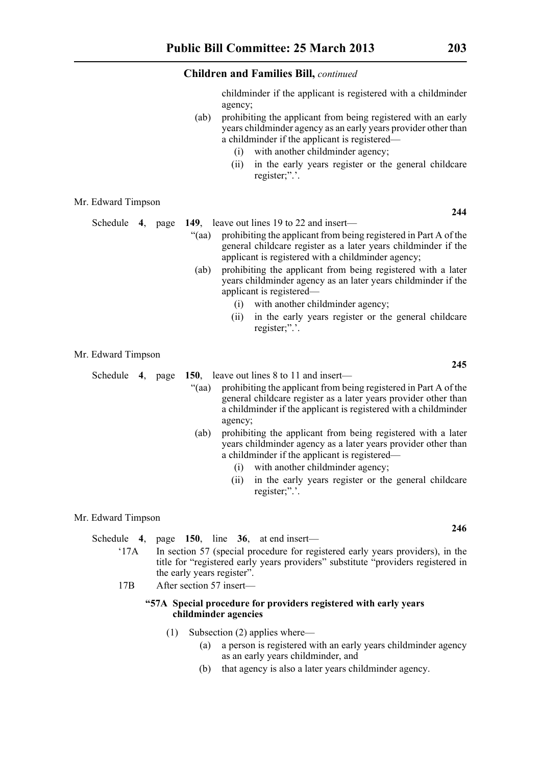childminder if the applicant is registered with a childminder agency;

(ab) prohibiting the applicant from being registered with an early years childminder agency as an early years provider other than a childminder if the applicant is registered—

(i) with another childminder agency;

(ii) in the early years register or the general childcare register;”.’.

Mr. Edward Timpson

**244**

Schedule **4**, page **149**, leave out lines 19 to 22 and insert—

“(aa) prohibiting the applicant from being registered in Part A of the general childcare register as a later years childminder if the applicant is registered with a childminder agency;

(ab) prohibiting the applicant from being registered with a later years childminder agency as an later years childminder if the applicant is registered—

(i) with another childminder agency;

(ii) in the early years register or the general childcare register;”.’.

Mr. Edward Timpson

**245**

Schedule **4**, page **150**, leave out lines 8 to 11 and insert—

“(aa) prohibiting the applicant from being registered in Part A of the general childcare register as a later years provider other than a childminder if the applicant is registered with a childminder agency;

(ab) prohibiting the applicant from being registered with a later years childminder agency as a later years provider other than a childminder if the applicant is registered—

(i) with another childminder agency;

(ii) in the early years register or the general childcare register;”.’.

Mr. Edward Timpson

**246**

Schedule **4**, page **150**, line **36**, at end insert—

‘17A In section 57 (special procedure for registered early years providers), in the title for “registered early years providers” substitute “providers registered in the early years register”.

17B After section 57 insert—

**“57A Special procedure for providers registered with early years childminder agencies**

(1) Subsection (2) applies where—

(a) a person is registered with an early years childminder agency as an early years childminder, and

(b) that agency is also a later years childminder agency.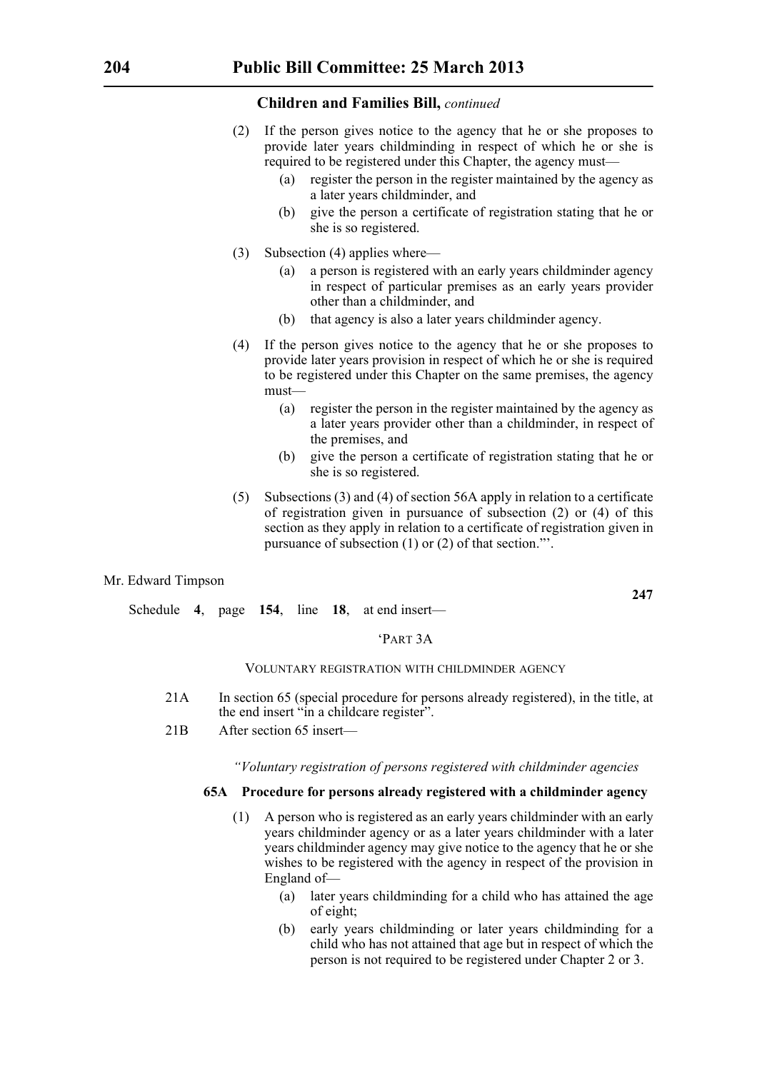(2) If the person gives notice to the agency that he or she proposes to provide later years childminding in respect of which he or she is required to be registered under this Chapter, the agency must—

   (a) register the person in the register maintained by the agency as a later years childminder, and

   (b) give the person a certificate of registration stating that he or she is so registered.

(3) Subsection (4) applies where—

   (a) a person is registered with an early years childminder agency in respect of particular premises as an early years provider other than a childminder, and

   (b) that agency is also a later years childminder agency.

(4) If the person gives notice to the agency that he or she proposes to provide later years provision in respect of which he or she is required to be registered under this Chapter on the same premises, the agency must—

   (a) register the person in the register maintained by the agency as a later years provider other than a childminder, in respect of the premises, and

   (b) give the person a certificate of registration stating that he or she is so registered.

(5) Subsections (3) and (4) of section 56A apply in relation to a certificate of registration given in pursuance of subsection (2) or (4) of this section as they apply in relation to a certificate of registration given in pursuance of subsection (1) or (2) of that section."'.

Mr. Edward Timpson

**247**

Schedule **4**, page **154**, line **18**, at end insert—

'PART 3A

VOLUNTARY REGISTRATION WITH CHILDMINDER AGENCY

21A In section 65 (special procedure for persons already registered), in the title, at the end insert "in a childcare register".

21B After section 65 insert—

*"Voluntary registration of persons registered with childminder agencies*

**65A Procedure for persons already registered with a childminder agency**

(1) A person who is registered as an early years childminder with an early years childminder agency or as a later years childminder with a later years childminder agency may give notice to the agency that he or she wishes to be registered with the agency in respect of the provision in England of—

   (a) later years childminding for a child who has attained the age of eight;

   (b) early years childminding or later years childminding for a child who has not attained that age but in respect of which the person is not required to be registered under Chapter 2 or 3.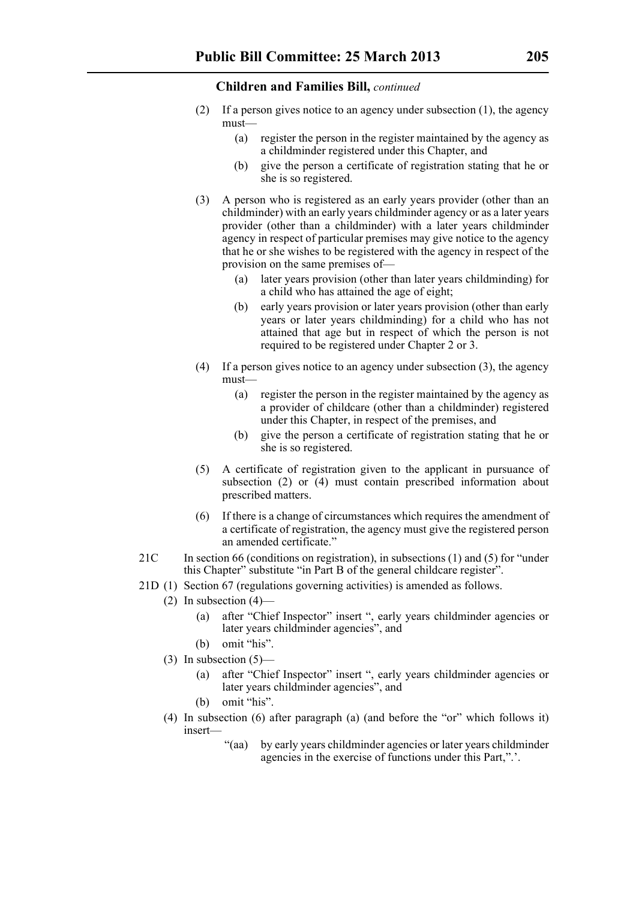**Children and Families Bill,** *continued*

(2) If a person gives notice to an agency under subsection (1), the agency must—

(a) register the person in the register maintained by the agency as a childminder registered under this Chapter, and

(b) give the person a certificate of registration stating that he or she is so registered.

(3) A person who is registered as an early years provider (other than an childminder) with an early years childminder agency or as a later years provider (other than a childminder) with a later years childminder agency in respect of particular premises may give notice to the agency that he or she wishes to be registered with the agency in respect of the provision on the same premises of—

(a) later years provision (other than later years childminding) for a child who has attained the age of eight;

(b) early years provision or later years provision (other than early years or later years childminding) for a child who has not attained that age but in respect of which the person is not required to be registered under Chapter 2 or 3.

(4) If a person gives notice to an agency under subsection (3), the agency must—

(a) register the person in the register maintained by the agency as a provider of childcare (other than a childminder) registered under this Chapter, in respect of the premises, and

(b) give the person a certificate of registration stating that he or she is so registered.

(5) A certificate of registration given to the applicant in pursuance of subsection (2) or (4) must contain prescribed information about prescribed matters.

(6) If there is a change of circumstances which requires the amendment of a certificate of registration, the agency must give the registered person an amended certificate."

21C In section 66 (conditions on registration), in subsections (1) and (5) for "under this Chapter" substitute "in Part B of the general childcare register".

21D (1) Section 67 (regulations governing activities) is amended as follows.

(2) In subsection (4)—

(a) after "Chief Inspector" insert ", early years childminder agencies or later years childminder agencies", and

(b) omit "his".

(3) In subsection (5)—

(a) after "Chief Inspector" insert ", early years childminder agencies or later years childminder agencies", and

(b) omit "his".

(4) In subsection (6) after paragraph (a) (and before the "or" which follows it) insert—

"(aa) by early years childminder agencies or later years childminder agencies in the exercise of functions under this Part,".'.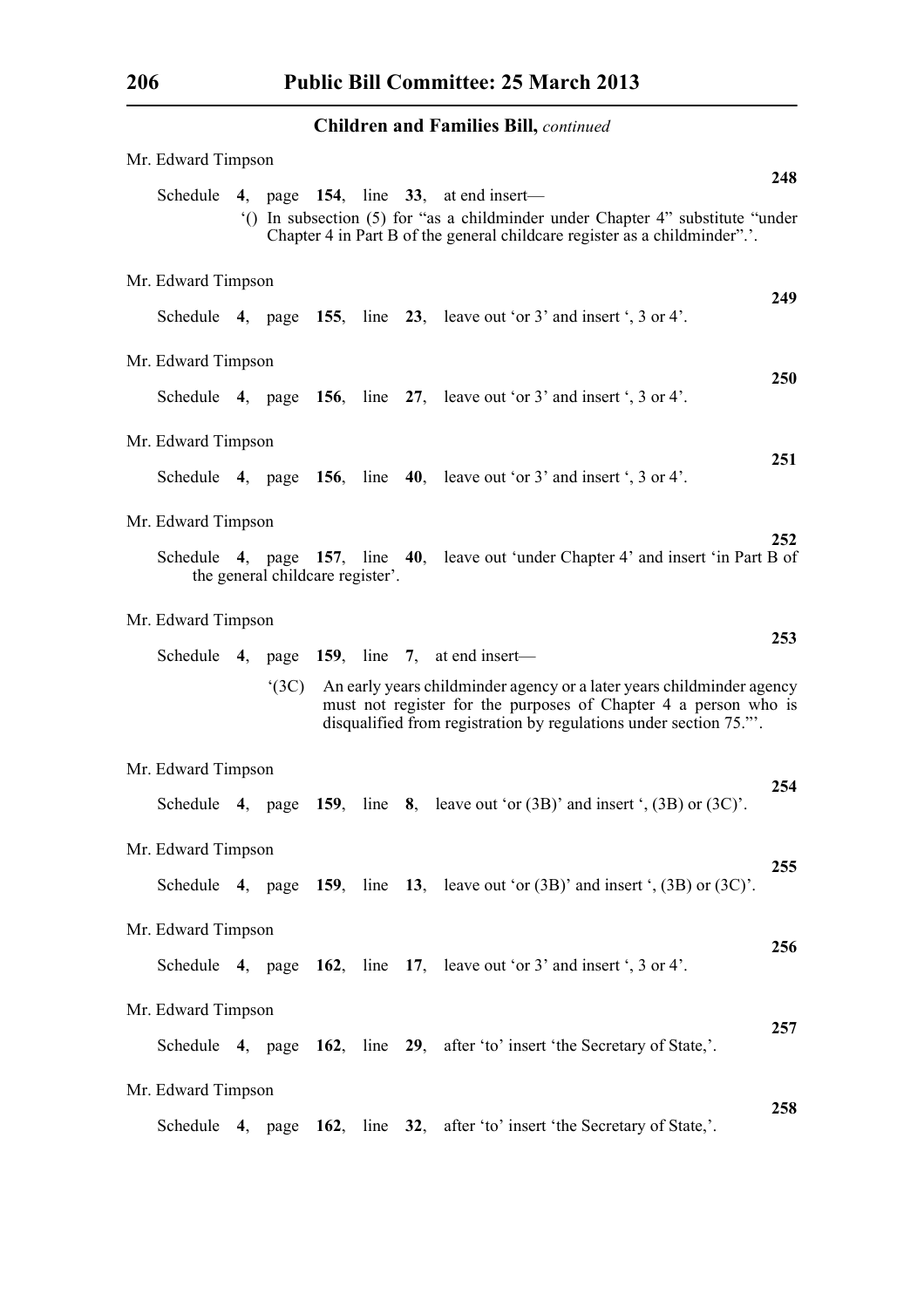**Children and Families Bill,** *continued*

Mr. Edward Timpson

**248**

Schedule **4**, page **154**, line **33**, at end insert—

'() In subsection (5) for "as a childminder under Chapter 4" substitute "under Chapter 4 in Part B of the general childcare register as a childminder".'.

Mr. Edward Timpson

**249**

Schedule **4**, page **155**, line **23**, leave out 'or 3' and insert ', 3 or 4'.

Mr. Edward Timpson

**250**

Schedule **4**, page **156**, line **27**, leave out 'or 3' and insert ', 3 or 4'.

Mr. Edward Timpson

**251**

Schedule **4**, page **156**, line **40**, leave out 'or 3' and insert ', 3 or 4'.

Mr. Edward Timpson

**252**

Schedule **4**, page **157**, line **40**, leave out 'under Chapter 4' and insert 'in Part B of the general childcare register'.

Mr. Edward Timpson

**253**

Schedule **4**, page **159**, line **7**, at end insert—

'(3C) An early years childminder agency or a later years childminder agency must not register for the purposes of Chapter 4 a person who is disqualified from registration by regulations under section 75."'.

Mr. Edward Timpson

**254**

Schedule **4**, page **159**, line **8**, leave out 'or (3B)' and insert ', (3B) or (3C)'.

Mr. Edward Timpson

**255**

Schedule **4**, page **159**, line **13**, leave out 'or (3B)' and insert ', (3B) or (3C)'.

Mr. Edward Timpson

**256**

Schedule **4**, page **162**, line **17**, leave out 'or 3' and insert ', 3 or 4'.

Mr. Edward Timpson

**257**

Schedule **4**, page **162**, line **29**, after 'to' insert 'the Secretary of State,'.

Mr. Edward Timpson

**258**

Schedule **4**, page **162**, line **32**, after 'to' insert 'the Secretary of State,'.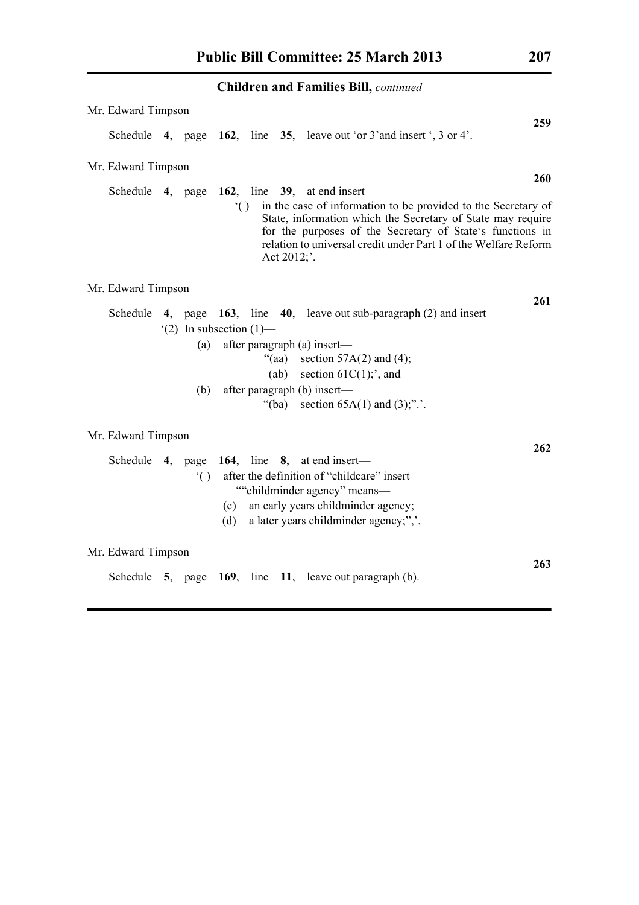**Children and Families Bill,** *continued*

Mr. Edward Timpson

**259**

Schedule **4**, page **162**, line **35**, leave out 'or 3'and insert ', 3 or 4'.

Mr. Edward Timpson

**260**

Schedule **4**, page **162**, line **39**, at end insert—

'( ) in the case of information to be provided to the Secretary of State, information which the Secretary of State may require for the purposes of the Secretary of State's functions in relation to universal credit under Part 1 of the Welfare Reform Act 2012;'.

Mr. Edward Timpson

**261**

Schedule **4**, page **163**, line **40**, leave out sub-paragraph (2) and insert—

'(2) In subsection (1)—

(a) after paragraph (a) insert—

"(aa) section 57A(2) and (4);

(ab) section 61C(1);', and

(b) after paragraph (b) insert—

"(ba) section 65A(1) and (3);".'.

Mr. Edward Timpson

**262**

Schedule **4**, page **164**, line **8**, at end insert—

'( ) after the definition of "childcare" insert—

""childminder agency" means—

(c) an early years childminder agency;

(d) a later years childminder agency;",'.

Mr. Edward Timpson

**263**

Schedule **5**, page **169**, line **11**, leave out paragraph (b).